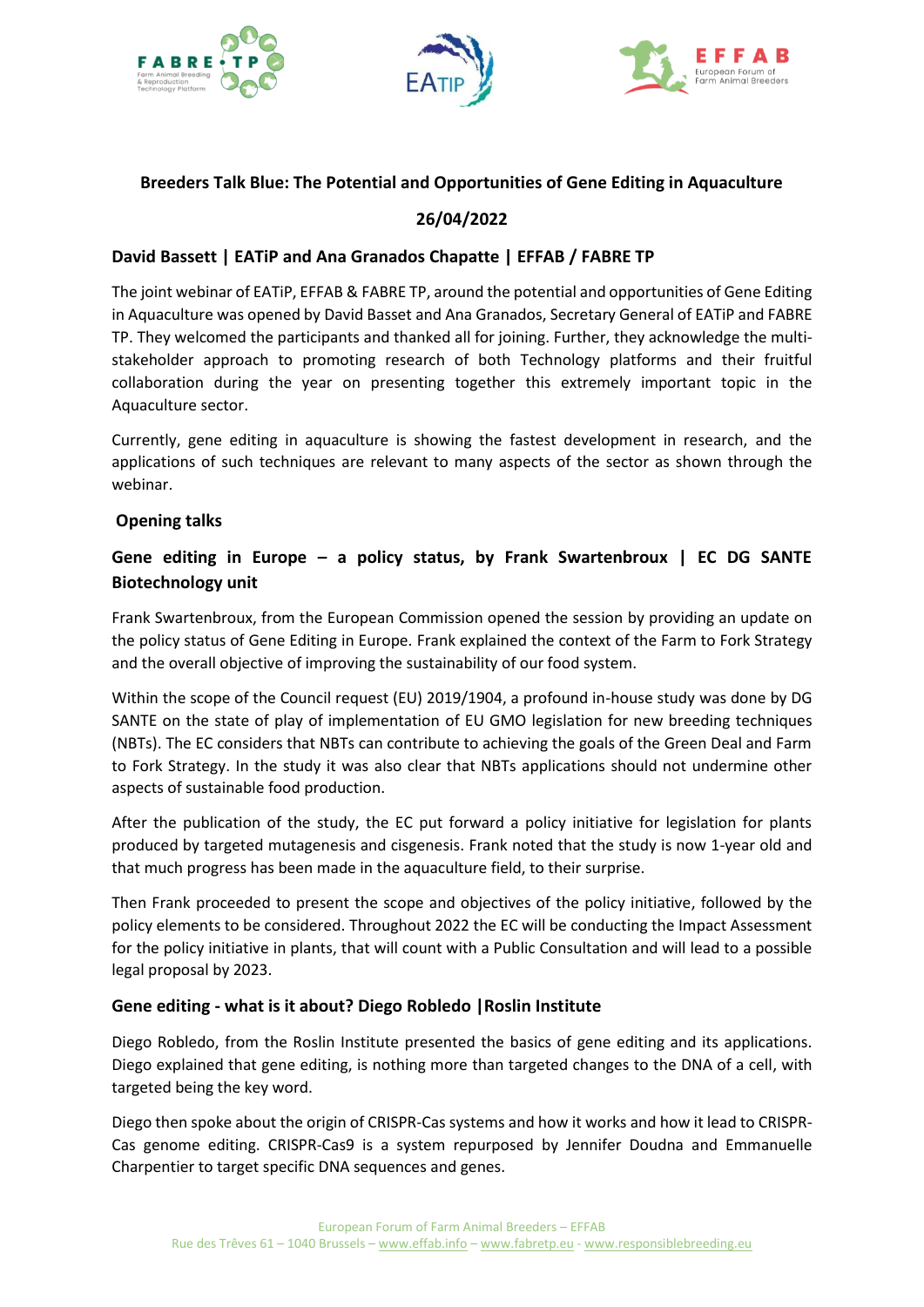# Breeders Talk Blue: The Potential and Opportunities of Gene Editing in Aquaculture

**26/04/2022**

## David Bassett | EATiP and Ana Granados Chapatte | EFFAB / FABRE TP

The joint webinar of EATiP, EFFAB & FABRE TP, around the potential and opportunities of Gene Editing in Aquaculture was opened by David Basset and Ana Granados, Secretary General of EATiP and FABRE TP. They welcomed the participants and thanked all for joining. Further, they acknowledge the multi-stakeholder approach to promoting research of both Technology platforms and their fruitful collaboration during the year on presenting together this extremely important topic in the Aquaculture sector.

Currently, gene editing in aquaculture is showing the fastest development in research, and the applications of such techniques are relevant to many aspects of the sector as shown through the webinar.

## Opening talks

### Gene editing in Europe – a policy status, by Frank Swartenbroux | EC DG SANTE Biotechnology unit

Frank Swartenbroux, from the European Commission opened the session by providing an update on the policy status of Gene Editing in Europe. Frank explained the context of the Farm to Fork Strategy and the overall objective of improving the sustainability of our food system.

Within the scope of the Council request (EU) 2019/1904, a profound in-house study was done by DG SANTE on the state of play of implementation of EU GMO legislation for new breeding techniques (NBTs). The EC considers that NBTs can contribute to achieving the goals of the Green Deal and Farm to Fork Strategy. In the study it was also clear that NBTs applications should not undermine other aspects of sustainable food production.

After the publication of the study, the EC put forward a policy initiative for legislation for plants produced by targeted mutagenesis and cisgenesis. Frank noted that the study is now 1-year old and that much progress has been made in the aquaculture field, to their surprise.

Then Frank proceeded to present the scope and objectives of the policy initiative, followed by the policy elements to be considered. Throughout 2022 the EC will be conducting the Impact Assessment for the policy initiative in plants, that will count with a Public Consultation and will lead to a possible legal proposal by 2023.

### Gene editing - what is it about? Diego Robledo |Roslin Institute

Diego Robledo, from the Roslin Institute presented the basics of gene editing and its applications. Diego explained that gene editing, is nothing more than targeted changes to the DNA of a cell, with targeted being the key word.

Diego then spoke about the origin of CRISPR-Cas systems and how it works and how it lead to CRISPR-Cas genome editing. CRISPR-Cas9 is a system repurposed by Jennifer Doudna and Emmanuelle Charpentier to target specific DNA sequences and genes.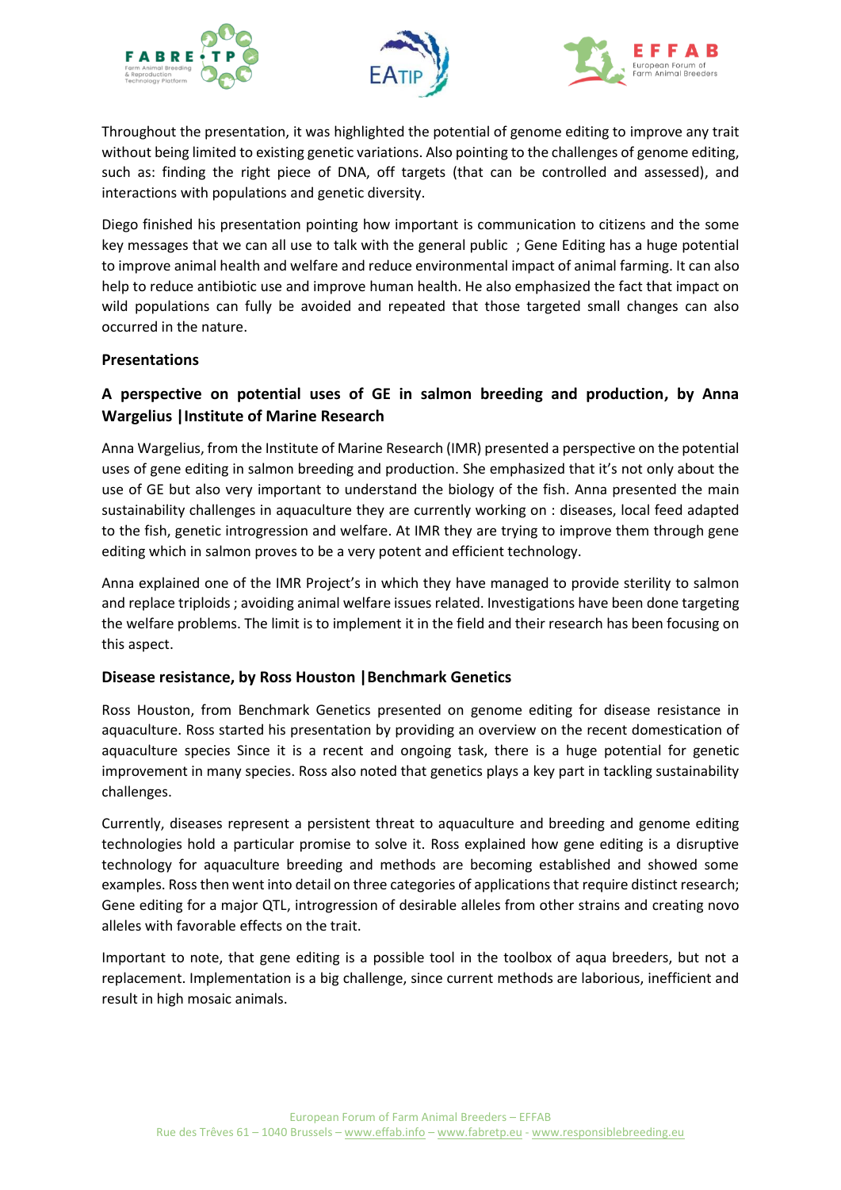Throughout the presentation, it was highlighted the potential of genome editing to improve any trait without being limited to existing genetic variations. Also pointing to the challenges of genome editing, such as: finding the right piece of DNA, off targets (that can be controlled and assessed), and interactions with populations and genetic diversity.

Diego finished his presentation pointing how important is communication to citizens and the some key messages that we can all use to talk with the general public ; Gene Editing has a huge potential to improve animal health and welfare and reduce environmental impact of animal farming. It can also help to reduce antibiotic use and improve human health. He also emphasized the fact that impact on wild populations can fully be avoided and repeated that those targeted small changes can also occurred in the nature.

**Presentations**

**A perspective on potential uses of GE in salmon breeding and production, by Anna Wargelius |Institute of Marine Research**

Anna Wargelius, from the Institute of Marine Research (IMR) presented a perspective on the potential uses of gene editing in salmon breeding and production. She emphasized that it's not only about the use of GE but also very important to understand the biology of the fish. Anna presented the main sustainability challenges in aquaculture they are currently working on : diseases, local feed adapted to the fish, genetic introgression and welfare. At IMR they are trying to improve them through gene editing which in salmon proves to be a very potent and efficient technology.

Anna explained one of the IMR Project's in which they have managed to provide sterility to salmon and replace triploids ; avoiding animal welfare issues related. Investigations have been done targeting the welfare problems. The limit is to implement it in the field and their research has been focusing on this aspect.

**Disease resistance, by Ross Houston |Benchmark Genetics**

Ross Houston, from Benchmark Genetics presented on genome editing for disease resistance in aquaculture. Ross started his presentation by providing an overview on the recent domestication of aquaculture species Since it is a recent and ongoing task, there is a huge potential for genetic improvement in many species. Ross also noted that genetics plays a key part in tackling sustainability challenges.

Currently, diseases represent a persistent threat to aquaculture and breeding and genome editing technologies hold a particular promise to solve it. Ross explained how gene editing is a disruptive technology for aquaculture breeding and methods are becoming established and showed some examples. Ross then went into detail on three categories of applications that require distinct research; Gene editing for a major QTL, introgression of desirable alleles from other strains and creating novo alleles with favorable effects on the trait.

Important to note, that gene editing is a possible tool in the toolbox of aqua breeders, but not a replacement. Implementation is a big challenge, since current methods are laborious, inefficient and result in high mosaic animals.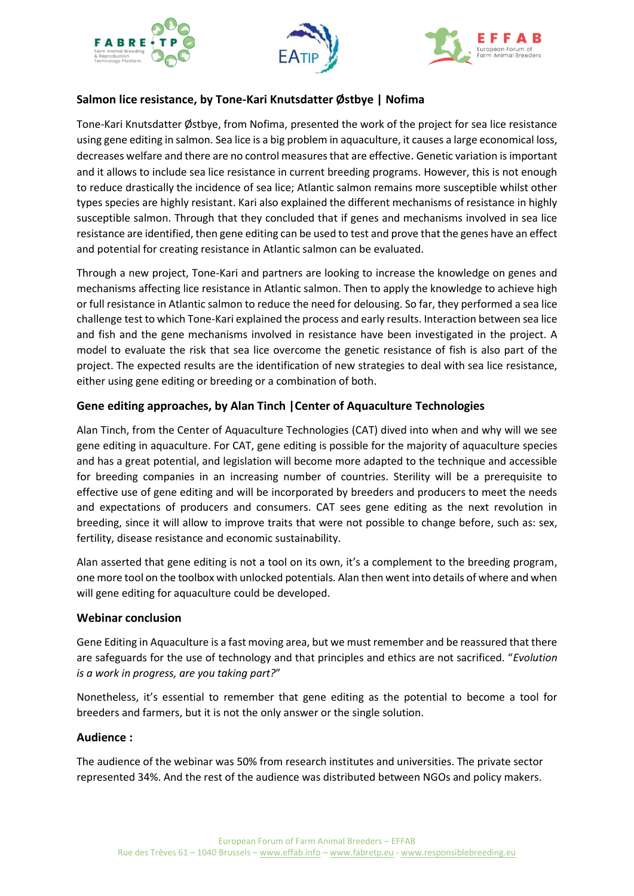### Salmon lice resistance, by Tone-Kari Knutsdatter Østbye | Nofima

Tone-Kari Knutsdatter Østbye, from Nofima, presented the work of the project for sea lice resistance using gene editing in salmon. Sea lice is a big problem in aquaculture, it causes a large economical loss, decreases welfare and there are no control measures that are effective. Genetic variation is important and it allows to include sea lice resistance in current breeding programs. However, this is not enough to reduce drastically the incidence of sea lice; Atlantic salmon remains more susceptible whilst other types species are highly resistant. Kari also explained the different mechanisms of resistance in highly susceptible salmon. Through that they concluded that if genes and mechanisms involved in sea lice resistance are identified, then gene editing can be used to test and prove that the genes have an effect and potential for creating resistance in Atlantic salmon can be evaluated.

Through a new project, Tone-Kari and partners are looking to increase the knowledge on genes and mechanisms affecting lice resistance in Atlantic salmon. Then to apply the knowledge to achieve high or full resistance in Atlantic salmon to reduce the need for delousing. So far, they performed a sea lice challenge test to which Tone-Kari explained the process and early results. Interaction between sea lice and fish and the gene mechanisms involved in resistance have been investigated in the project. A model to evaluate the risk that sea lice overcome the genetic resistance of fish is also part of the project. The expected results are the identification of new strategies to deal with sea lice resistance, either using gene editing or breeding or a combination of both.

### Gene editing approaches, by Alan Tinch |Center of Aquaculture Technologies

Alan Tinch, from the Center of Aquaculture Technologies (CAT) dived into when and why will we see gene editing in aquaculture. For CAT, gene editing is possible for the majority of aquaculture species and has a great potential, and legislation will become more adapted to the technique and accessible for breeding companies in an increasing number of countries. Sterility will be a prerequisite to effective use of gene editing and will be incorporated by breeders and producers to meet the needs and expectations of producers and consumers. CAT sees gene editing as the next revolution in breeding, since it will allow to improve traits that were not possible to change before, such as: sex, fertility, disease resistance and economic sustainability.

Alan asserted that gene editing is not a tool on its own, it's a complement to the breeding program, one more tool on the toolbox with unlocked potentials. Alan then went into details of where and when will gene editing for aquaculture could be developed.

### Webinar conclusion

Gene Editing in Aquaculture is a fast moving area, but we must remember and be reassured that there are safeguards for the use of technology and that principles and ethics are not sacrificed. "*Evolution is a work in progress, are you taking part?*"

Nonetheless, it's essential to remember that gene editing as the potential to become a tool for breeders and farmers, but it is not the only answer or the single solution.

### Audience :

The audience of the webinar was 50% from research institutes and universities. The private sector represented 34%. And the rest of the audience was distributed between NGOs and policy makers.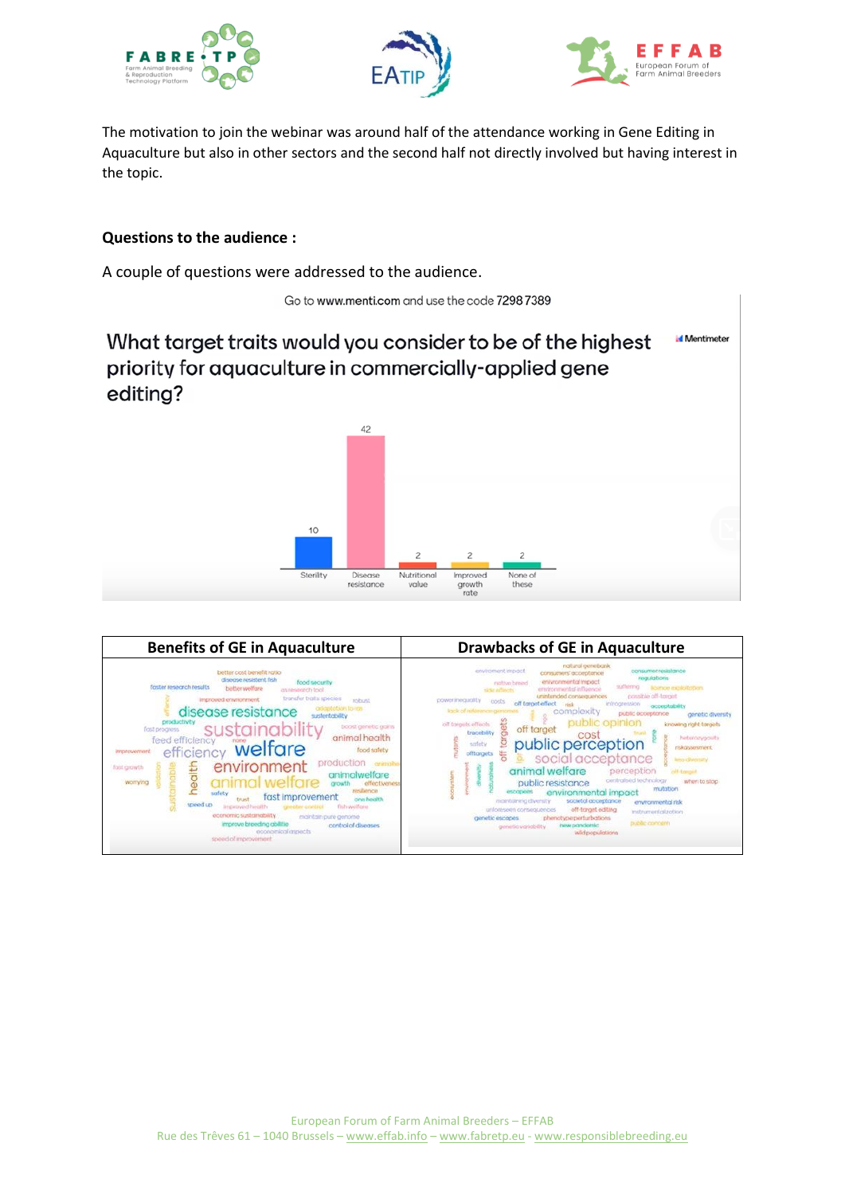The motivation to join the webinar was around half of the attendance working in Gene Editing in Aquaculture but also in other sectors and the second half not directly involved but having interest in the topic.

**Questions to the audience :**

A couple of questions were addressed to the audience.

Go to www.menti.com and use the code 7298 7389

What target traits would you consider to be of the highest priority for aquaculture in commercially-applied gene editing?

Mentimeter

10
Sterility

42
Disease resistance

2
Nutritional value

2
Improved growth rate

2
None of these

| Benefits of GE in Aquaculture | Drawbacks of GE in Aquaculture |
|---|---|
| better cost benefit ratio, disease resistant fish, faster research results, food security, better welfare, as research tool, improved environment, transfer traits species, robust, disease resistance, adaptation to risk, sustentability, productivity, fast progress, sustainability, boost genetic gains, feed efficiency, none, animal health, improvement, efficiency, welfare, food safety, fast growth, environment, production, animalwelfare, worrying, health, animal welfare, growth, effectiveness, resilience, safety, fast improvement, trust, one health, speed up, improved health, fish welfare, economic sustainability, maintain pure genome, improve breeding abilitie, control of diseases, economical aspects, speed of improvement | natural genebank, enviroment impact, consumers' acceptance, consumer resistance, regulations, native breed, environmental impact, side effects, environmental influence, suffering, licence exploitation, unintended consequences, possible off-target, power inequality, costs, off target effect, risk, introgression, acceptability, lack of reference genomes, complexity, public acceptance, genetic diversity, off targets effects, public opinion, knowing right targets, traceability, off target, cost, trust, safety, public perception, heterozygosity, offtargets, risk assessment, social acceptance, less diversity, animal welfare, perception, off-target, public resistance, centralised technology, when to stop, escapees, environmental impact, mutation, maintaining diversity, societal acceptance, environmental risk, unforeseen consequences, off-target editing, instrumentalization, genetic escapes, phenotype perturbations, genetic variability, new pandemic, public concern, wild populations |